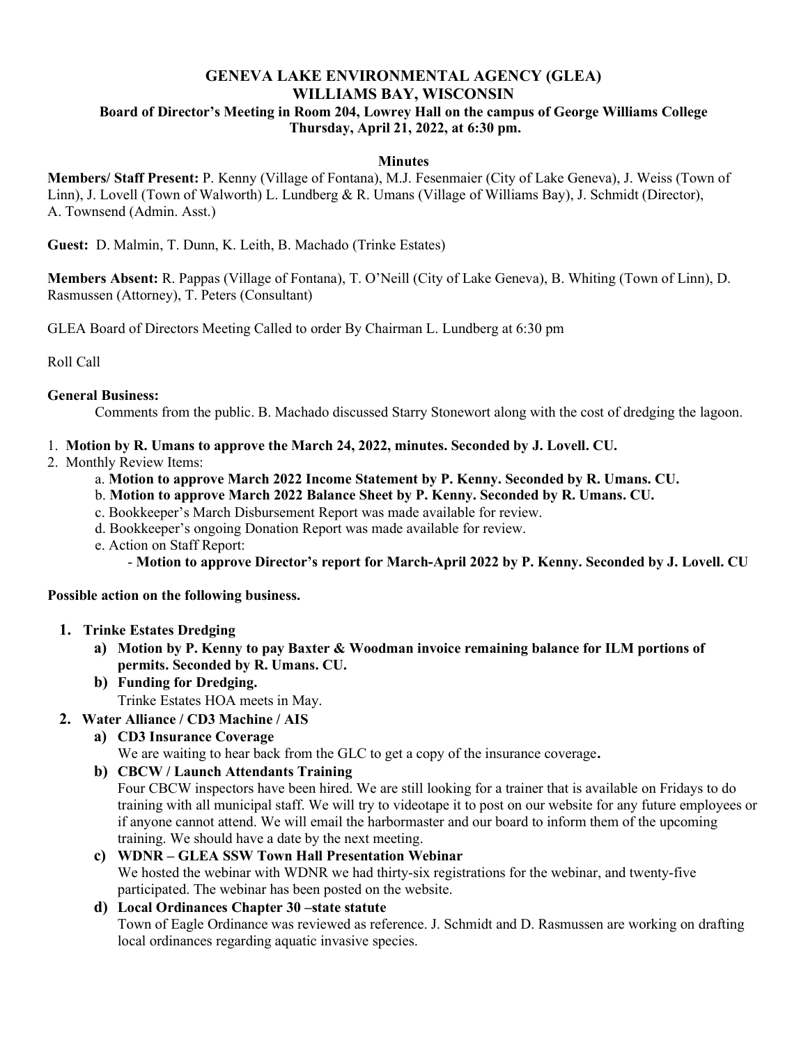# GENEVA LAKE ENVIRONMENTAL AGENCY (GLEA)
## WILLIAMS BAY, WISCONSIN
### Board of Director's Meeting in Room 204, Lowrey Hall on the campus of George Williams College
### Thursday, April 21, 2022, at 6:30 pm.

**Minutes**

**Members/ Staff Present:** P. Kenny (Village of Fontana), M.J. Fesenmaier (City of Lake Geneva), J. Weiss (Town of Linn), J. Lovell (Town of Walworth) L. Lundberg & R. Umans (Village of Williams Bay), J. Schmidt (Director), A. Townsend (Admin. Asst.)

**Guest:** D. Malmin, T. Dunn, K. Leith, B. Machado (Trinke Estates)

**Members Absent:** R. Pappas (Village of Fontana), T. O'Neill (City of Lake Geneva), B. Whiting (Town of Linn), D. Rasmussen (Attorney), T. Peters (Consultant)

GLEA Board of Directors Meeting Called to order By Chairman L. Lundberg at 6:30 pm

Roll Call

**General Business:**

Comments from the public. B. Machado discussed Starry Stonewort along with the cost of dredging the lagoon.

1. **Motion by R. Umans to approve the March 24, 2022, minutes. Seconded by J. Lovell. CU.**
2. Monthly Review Items:
   a. **Motion to approve March 2022 Income Statement by P. Kenny. Seconded by R. Umans. CU.**
   b. **Motion to approve March 2022 Balance Sheet by P. Kenny. Seconded by R. Umans. CU.**
   c. Bookkeeper's March Disbursement Report was made available for review.
   d. Bookkeeper's ongoing Donation Report was made available for review.
   e. Action on Staff Report:
      - **Motion to approve Director's report for March-April 2022 by P. Kenny. Seconded by J. Lovell. CU**

**Possible action on the following business.**

1. **Trinke Estates Dredging**
   a) **Motion by P. Kenny to pay Baxter & Woodman invoice remaining balance for ILM portions of permits. Seconded by R. Umans. CU.**
   b) **Funding for Dredging.**
   Trinke Estates HOA meets in May.
2. **Water Alliance / CD3 Machine / AIS**
   a) **CD3 Insurance Coverage**
   We are waiting to hear back from the GLC to get a copy of the insurance coverage**.**
   b) **CBCW / Launch Attendants Training**
   Four CBCW inspectors have been hired. We are still looking for a trainer that is available on Fridays to do training with all municipal staff. We will try to videotape it to post on our website for any future employees or if anyone cannot attend. We will email the harbormaster and our board to inform them of the upcoming training. We should have a date by the next meeting.
   c) **WDNR – GLEA SSW Town Hall Presentation Webinar**
   We hosted the webinar with WDNR we had thirty-six registrations for the webinar, and twenty-five participated. The webinar has been posted on the website.
   d) **Local Ordinances Chapter 30 –state statute**
   Town of Eagle Ordinance was reviewed as reference. J. Schmidt and D. Rasmussen are working on drafting local ordinances regarding aquatic invasive species.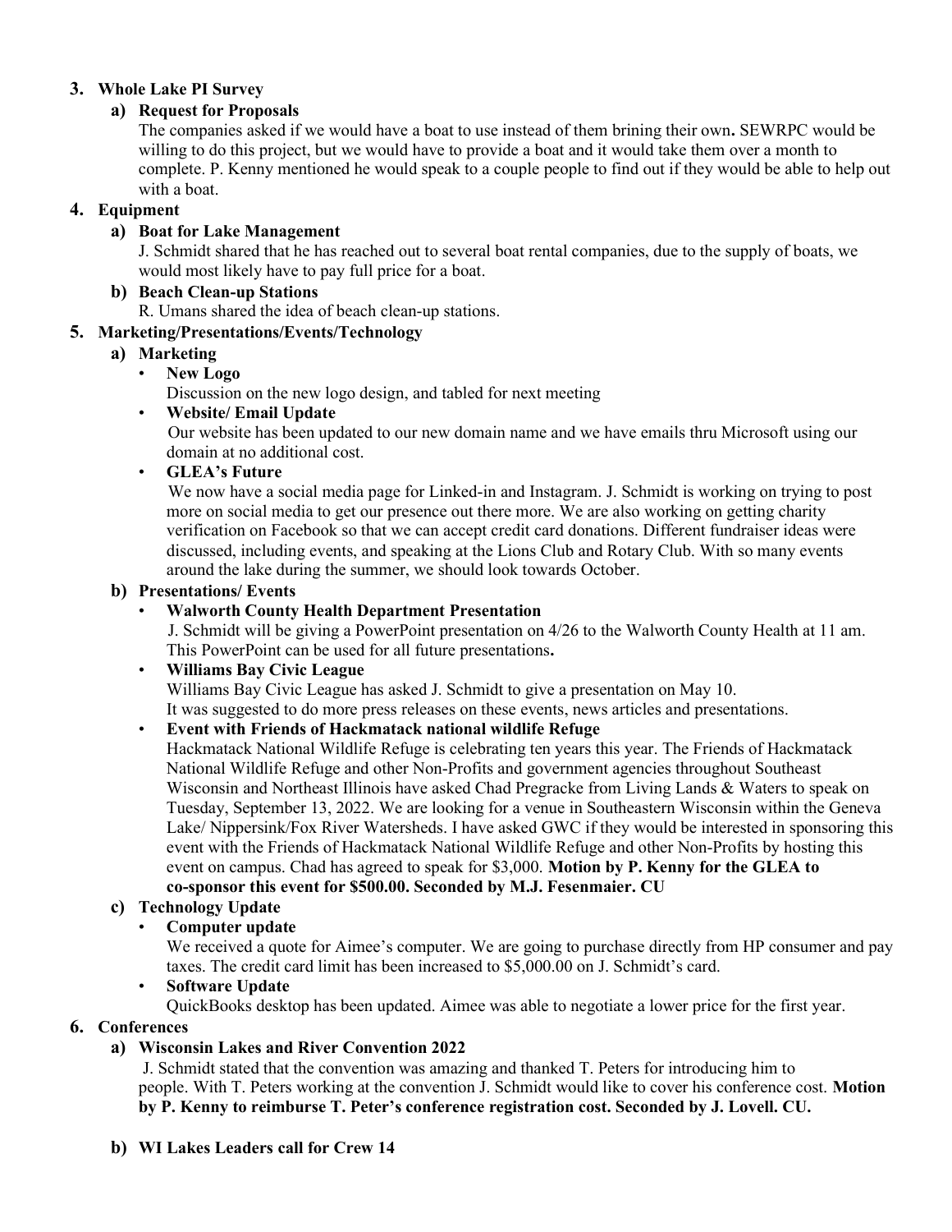**3. Whole Lake PI Survey**

**a) Request for Proposals**

The companies asked if we would have a boat to use instead of them brining their own**.** SEWRPC would be willing to do this project, but we would have to provide a boat and it would take them over a month to complete. P. Kenny mentioned he would speak to a couple people to find out if they would be able to help out with a boat.

**4. Equipment**

**a) Boat for Lake Management**

J. Schmidt shared that he has reached out to several boat rental companies, due to the supply of boats, we would most likely have to pay full price for a boat.

**b) Beach Clean-up Stations**

R. Umans shared the idea of beach clean-up stations.

**5. Marketing/Presentations/Events/Technology**

**a) Marketing**

- **New Logo**
  Discussion on the new logo design, and tabled for next meeting
- **Website/ Email Update**
  Our website has been updated to our new domain name and we have emails thru Microsoft using our domain at no additional cost.
- **GLEA's Future**
  We now have a social media page for Linked-in and Instagram. J. Schmidt is working on trying to post more on social media to get our presence out there more. We are also working on getting charity verification on Facebook so that we can accept credit card donations. Different fundraiser ideas were discussed, including events, and speaking at the Lions Club and Rotary Club. With so many events around the lake during the summer, we should look towards October.

**b) Presentations/ Events**

- **Walworth County Health Department Presentation**
  J. Schmidt will be giving a PowerPoint presentation on 4/26 to the Walworth County Health at 11 am. This PowerPoint can be used for all future presentations**.**
- **Williams Bay Civic League**
  Williams Bay Civic League has asked J. Schmidt to give a presentation on May 10.
  It was suggested to do more press releases on these events, news articles and presentations.
- **Event with Friends of Hackmatack national wildlife Refuge**
  Hackmatack National Wildlife Refuge is celebrating ten years this year. The Friends of Hackmatack National Wildlife Refuge and other Non-Profits and government agencies throughout Southeast Wisconsin and Northeast Illinois have asked Chad Pregracke from Living Lands & Waters to speak on Tuesday, September 13, 2022. We are looking for a venue in Southeastern Wisconsin within the Geneva Lake/ Nippersink/Fox River Watersheds. I have asked GWC if they would be interested in sponsoring this event with the Friends of Hackmatack National Wildlife Refuge and other Non-Profits by hosting this event on campus. Chad has agreed to speak for $3,000. **Motion by P. Kenny for the GLEA to co-sponsor this event for $500.00. Seconded by M.J. Fesenmaier. CU**

**c) Technology Update**

- **Computer update**
  We received a quote for Aimee's computer. We are going to purchase directly from HP consumer and pay taxes. The credit card limit has been increased to $5,000.00 on J. Schmidt's card.
- **Software Update**
  QuickBooks desktop has been updated. Aimee was able to negotiate a lower price for the first year.

**6. Conferences**

**a) Wisconsin Lakes and River Convention 2022**

J. Schmidt stated that the convention was amazing and thanked T. Peters for introducing him to people. With T. Peters working at the convention J. Schmidt would like to cover his conference cost. **Motion by P. Kenny to reimburse T. Peter's conference registration cost. Seconded by J. Lovell. CU.**

**b) WI Lakes Leaders call for Crew 14**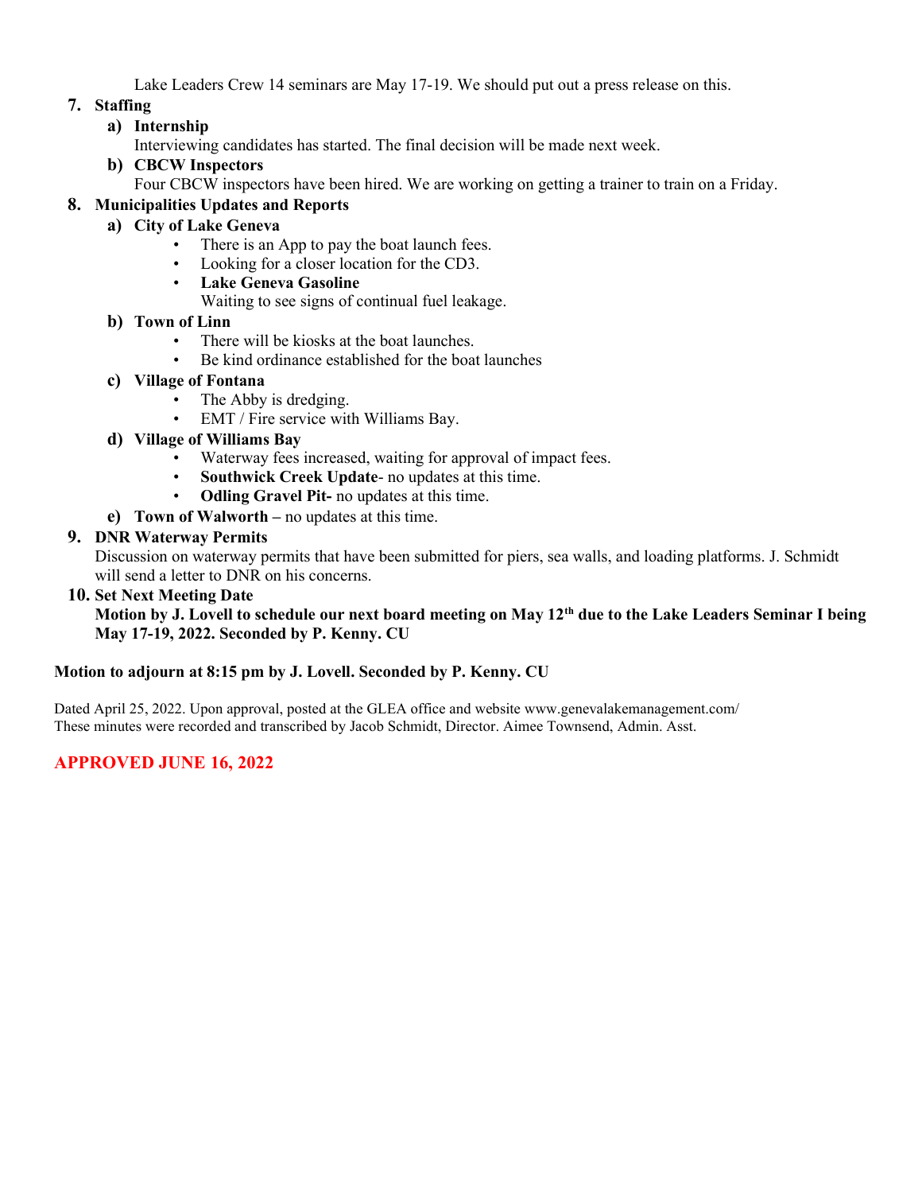Lake Leaders Crew 14 seminars are May 17-19. We should put out a press release on this.

7. **Staffing**
   a) **Internship**
      Interviewing candidates has started. The final decision will be made next week.
   b) **CBCW Inspectors**
      Four CBCW inspectors have been hired. We are working on getting a trainer to train on a Friday.

8. **Municipalities Updates and Reports**
   a) **City of Lake Geneva**
      - There is an App to pay the boat launch fees.
      - Looking for a closer location for the CD3.
      - **Lake Geneva Gasoline**
        Waiting to see signs of continual fuel leakage.
   b) **Town of Linn**
      - There will be kiosks at the boat launches.
      - Be kind ordinance established for the boat launches
   c) **Village of Fontana**
      - The Abby is dredging.
      - EMT / Fire service with Williams Bay.
   d) **Village of Williams Bay**
      - Waterway fees increased, waiting for approval of impact fees.
      - **Southwick Creek Update**- no updates at this time.
      - **Odling Gravel Pit-** no updates at this time.
   e) **Town of Walworth –** no updates at this time.

9. **DNR Waterway Permits**
   Discussion on waterway permits that have been submitted for piers, sea walls, and loading platforms. J. Schmidt will send a letter to DNR on his concerns.

10. **Set Next Meeting Date**
    **Motion by J. Lovell to schedule our next board meeting on May 12th due to the Lake Leaders Seminar I being May 17-19, 2022. Seconded by P. Kenny. CU**

**Motion to adjourn at 8:15 pm by J. Lovell. Seconded by P. Kenny. CU**

Dated April 25, 2022. Upon approval, posted at the GLEA office and website www.genevalakemanagement.com/
These minutes were recorded and transcribed by Jacob Schmidt, Director. Aimee Townsend, Admin. Asst.

**APPROVED JUNE 16, 2022**